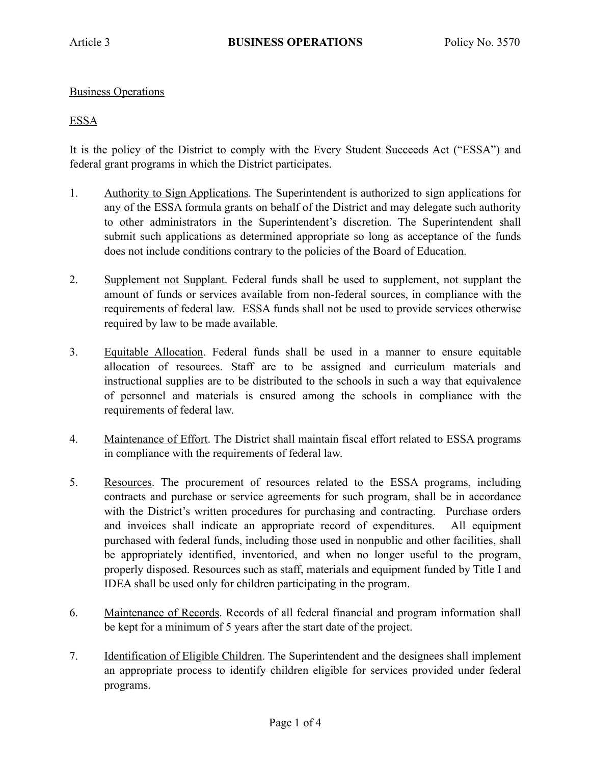Business Operations

ESSA

It is the policy of the District to comply with the Every Student Succeeds Act ("ESSA") and federal grant programs in which the District participates.

1. Authority to Sign Applications. The Superintendent is authorized to sign applications for any of the ESSA formula grants on behalf of the District and may delegate such authority to other administrators in the Superintendent's discretion. The Superintendent shall submit such applications as determined appropriate so long as acceptance of the funds does not include conditions contrary to the policies of the Board of Education.

2. Supplement not Supplant. Federal funds shall be used to supplement, not supplant the amount of funds or services available from non-federal sources, in compliance with the requirements of federal law. ESSA funds shall not be used to provide services otherwise required by law to be made available.

3. Equitable Allocation. Federal funds shall be used in a manner to ensure equitable allocation of resources. Staff are to be assigned and curriculum materials and instructional supplies are to be distributed to the schools in such a way that equivalence of personnel and materials is ensured among the schools in compliance with the requirements of federal law.

4. Maintenance of Effort. The District shall maintain fiscal effort related to ESSA programs in compliance with the requirements of federal law.

5. Resources. The procurement of resources related to the ESSA programs, including contracts and purchase or service agreements for such program, shall be in accordance with the District's written procedures for purchasing and contracting. Purchase orders and invoices shall indicate an appropriate record of expenditures. All equipment purchased with federal funds, including those used in nonpublic and other facilities, shall be appropriately identified, inventoried, and when no longer useful to the program, properly disposed. Resources such as staff, materials and equipment funded by Title I and IDEA shall be used only for children participating in the program.

6. Maintenance of Records. Records of all federal financial and program information shall be kept for a minimum of 5 years after the start date of the project.

7. Identification of Eligible Children. The Superintendent and the designees shall implement an appropriate process to identify children eligible for services provided under federal programs.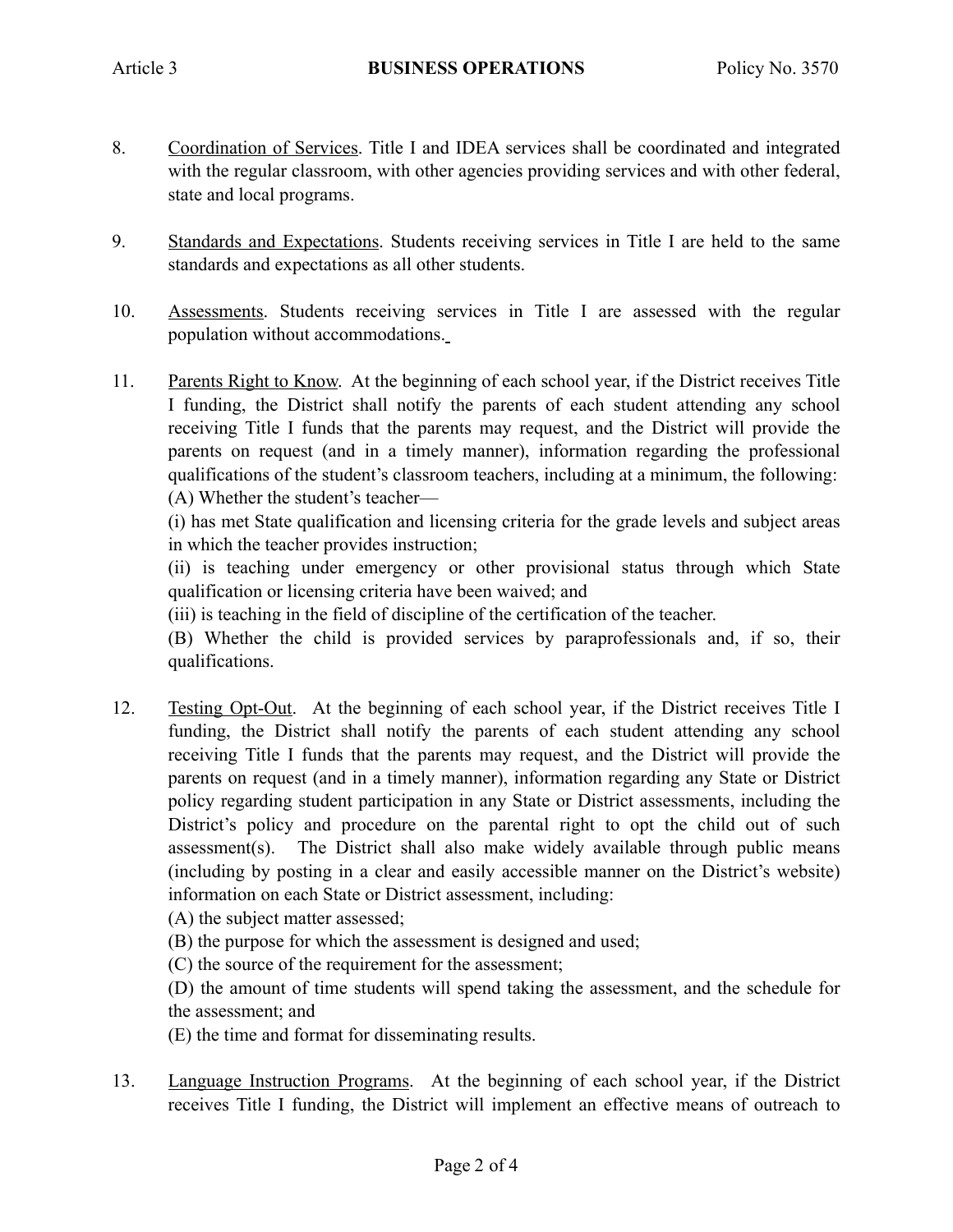8. Coordination of Services. Title I and IDEA services shall be coordinated and integrated with the regular classroom, with other agencies providing services and with other federal, state and local programs.

9. Standards and Expectations. Students receiving services in Title I are held to the same standards and expectations as all other students.

10. Assessments. Students receiving services in Title I are assessed with the regular population without accommodations.

11. Parents Right to Know. At the beginning of each school year, if the District receives Title I funding, the District shall notify the parents of each student attending any school receiving Title I funds that the parents may request, and the District will provide the parents on request (and in a timely manner), information regarding the professional qualifications of the student's classroom teachers, including at a minimum, the following:
    (A) Whether the student's teacher—
    (i) has met State qualification and licensing criteria for the grade levels and subject areas in which the teacher provides instruction;
    (ii) is teaching under emergency or other provisional status through which State qualification or licensing criteria have been waived; and
    (iii) is teaching in the field of discipline of the certification of the teacher.
    (B) Whether the child is provided services by paraprofessionals and, if so, their qualifications.

12. Testing Opt-Out. At the beginning of each school year, if the District receives Title I funding, the District shall notify the parents of each student attending any school receiving Title I funds that the parents may request, and the District will provide the parents on request (and in a timely manner), information regarding any State or District policy regarding student participation in any State or District assessments, including the District's policy and procedure on the parental right to opt the child out of such assessment(s). The District shall also make widely available through public means (including by posting in a clear and easily accessible manner on the District's website) information on each State or District assessment, including:
    (A) the subject matter assessed;
    (B) the purpose for which the assessment is designed and used;
    (C) the source of the requirement for the assessment;
    (D) the amount of time students will spend taking the assessment, and the schedule for the assessment; and
    (E) the time and format for disseminating results.

13. Language Instruction Programs. At the beginning of each school year, if the District receives Title I funding, the District will implement an effective means of outreach to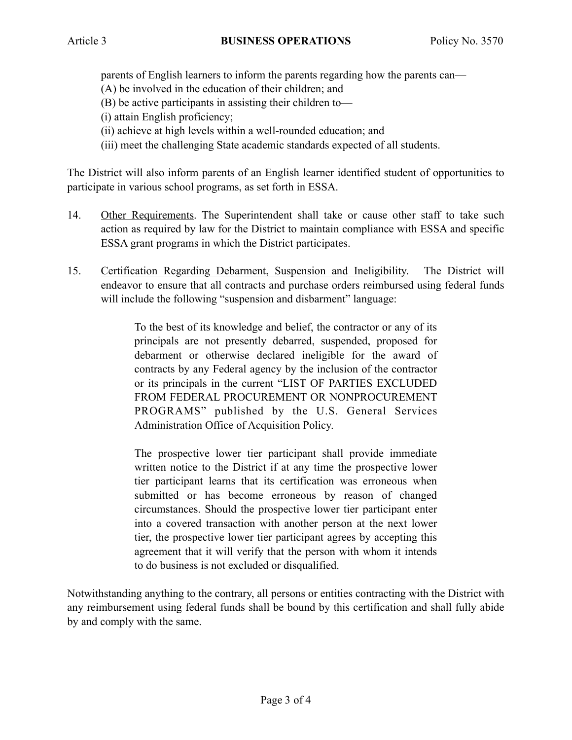parents of English learners to inform the parents regarding how the parents can—

(A) be involved in the education of their children; and

(B) be active participants in assisting their children to—

(i) attain English proficiency;

(ii) achieve at high levels within a well-rounded education; and

(iii) meet the challenging State academic standards expected of all students.

The District will also inform parents of an English learner identified student of opportunities to participate in various school programs, as set forth in ESSA.

14. Other Requirements. The Superintendent shall take or cause other staff to take such action as required by law for the District to maintain compliance with ESSA and specific ESSA grant programs in which the District participates.

15. Certification Regarding Debarment, Suspension and Ineligibility. The District will endeavor to ensure that all contracts and purchase orders reimbursed using federal funds will include the following "suspension and disbarment" language:

> To the best of its knowledge and belief, the contractor or any of its principals are not presently debarred, suspended, proposed for debarment or otherwise declared ineligible for the award of contracts by any Federal agency by the inclusion of the contractor or its principals in the current "LIST OF PARTIES EXCLUDED FROM FEDERAL PROCUREMENT OR NONPROCUREMENT PROGRAMS" published by the U.S. General Services Administration Office of Acquisition Policy.
>
> The prospective lower tier participant shall provide immediate written notice to the District if at any time the prospective lower tier participant learns that its certification was erroneous when submitted or has become erroneous by reason of changed circumstances. Should the prospective lower tier participant enter into a covered transaction with another person at the next lower tier, the prospective lower tier participant agrees by accepting this agreement that it will verify that the person with whom it intends to do business is not excluded or disqualified.

Notwithstanding anything to the contrary, all persons or entities contracting with the District with any reimbursement using federal funds shall be bound by this certification and shall fully abide by and comply with the same.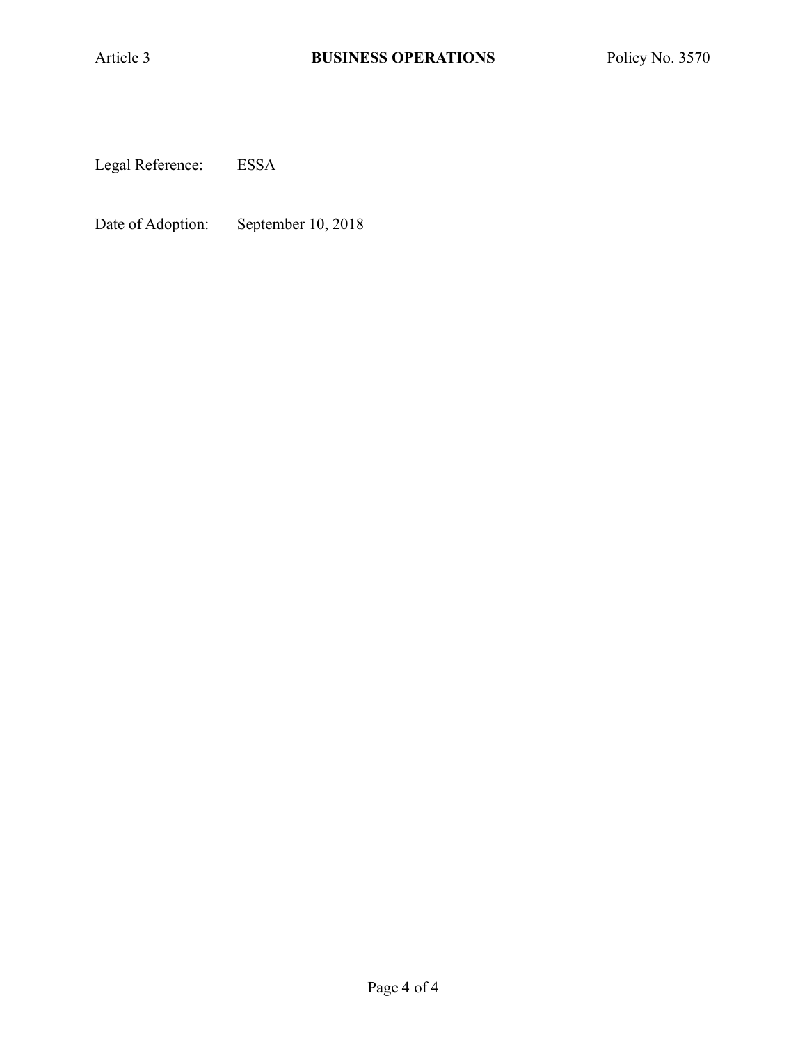Legal Reference: ESSA

Date of Adoption: September 10, 2018